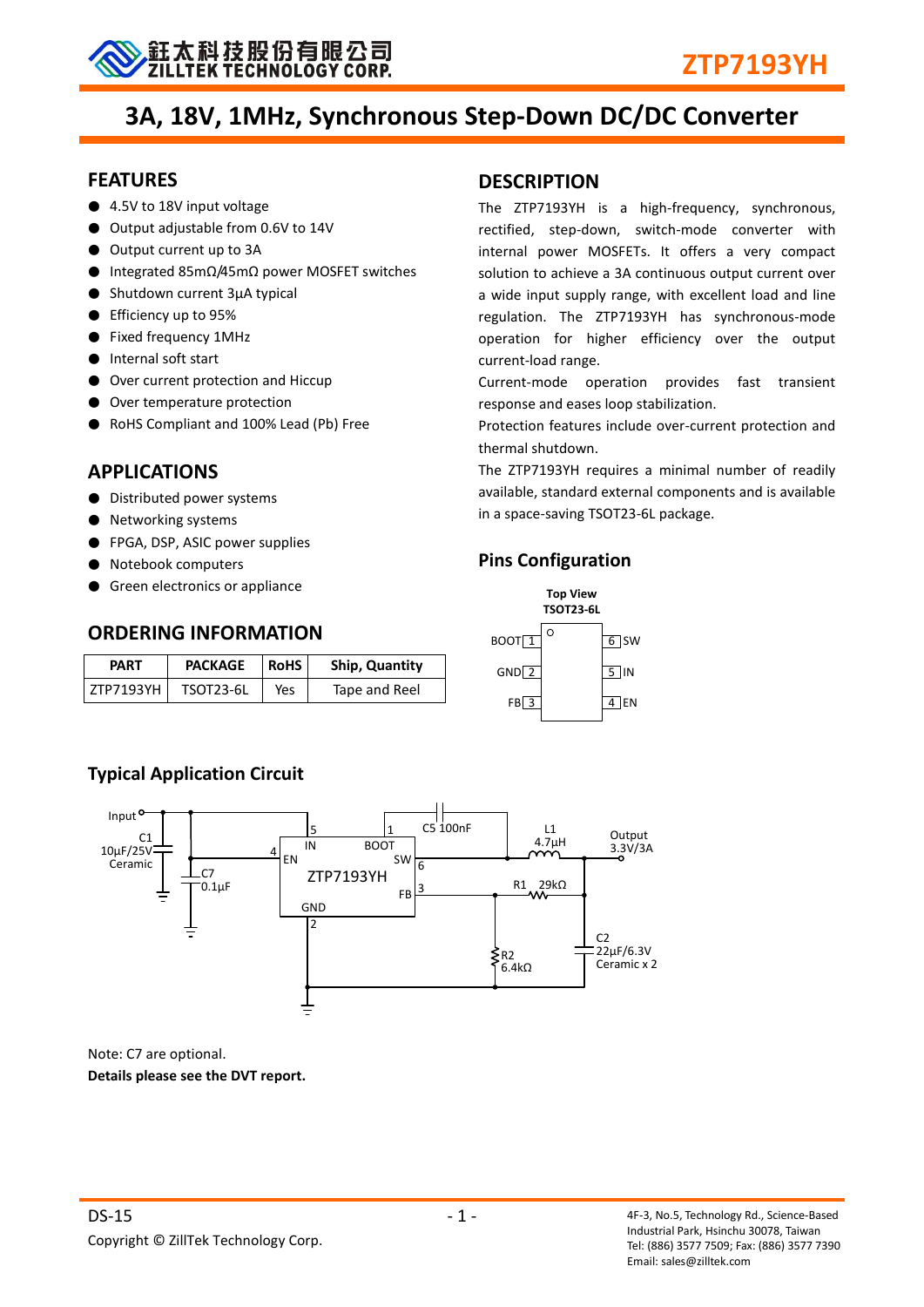鉅太科技股份有限公司
ZILLTEK TECHNOLOGY CORP.

ZTP7193YH

# 3A, 18V, 1MHz, Synchronous Step-Down DC/DC Converter

## FEATURES

- 4.5V to 18V input voltage
- Output adjustable from 0.6V to 14V
- Output current up to 3A
- Integrated 85mΩ/45mΩ power MOSFET switches
- Shutdown current 3μA typical
- Efficiency up to 95%
- Fixed frequency 1MHz
- Internal soft start
- Over current protection and Hiccup
- Over temperature protection
- RoHS Compliant and 100% Lead (Pb) Free

## APPLICATIONS

- Distributed power systems
- Networking systems
- FPGA, DSP, ASIC power supplies
- Notebook computers
- Green electronics or appliance

## ORDERING INFORMATION

| PART | PACKAGE | RoHS | Ship, Quantity |
|---|---|---|---|
| ZTP7193YH | TSOT23-6L | Yes | Tape and Reel |

## DESCRIPTION

The ZTP7193YH is a high-frequency, synchronous, rectified, step-down, switch-mode converter with internal power MOSFETs. It offers a very compact solution to achieve a 3A continuous output current over a wide input supply range, with excellent load and line regulation. The ZTP7193YH has synchronous-mode operation for higher efficiency over the output current-load range.

Current-mode operation provides fast transient response and eases loop stabilization.

Protection features include over-current protection and thermal shutdown.

The ZTP7193YH requires a minimal number of readily available, standard external components and is available in a space-saving TSOT23-6L package.

## Pins Configuration

Top View
TSOT23-6L

| Pin | Name | Pin | Name |
|---|---|---|---|
| 1 | BOOT | 6 | SW |
| 2 | GND | 5 | IN |
| 3 | FB | 4 | EN |

## Typical Application Circuit

Input; C1 10μF/25V Ceramic; C7 0.1μF; ZTP7193YH (5 IN, 4 EN, 1 BOOT, 6 SW, 3 FB, 2 GND); C5 100nF; L1 4.7μH; Output 3.3V/3A; R1 29kΩ; R2 6.4kΩ; C2 22μF/6.3V Ceramic x 2

Note: C7 are optional.

**Details please see the DVT report.**

DS-15

Copyright © ZillTek Technology Corp.

4F-3, No.5, Technology Rd., Science-Based Industrial Park, Hsinchu 30078, Taiwan
Tel: (886) 3577 7509; Fax: (886) 3577 7390
Email: sales@zilltek.com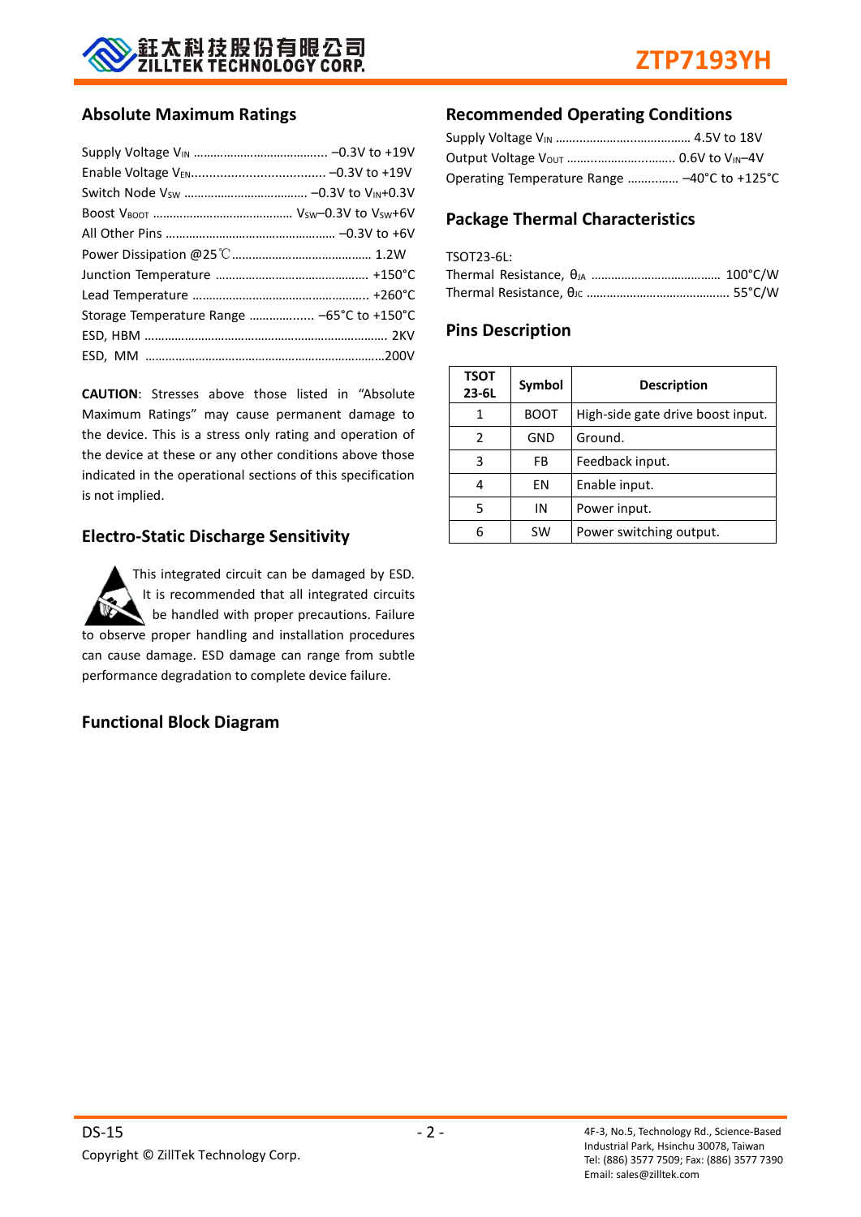## Absolute Maximum Ratings

Supply Voltage $V_{IN}$ ........................................ –0.3V to +19V
Enable Voltage $V_{EN}$..................................... –0.3V to +19V
Switch Node $V_{SW}$ ..................................... –0.3V to $V_{IN}$+0.3V
Boost $V_{BOOT}$ .......................................... $V_{SW}$–0.3V to $V_{SW}$+6V
All Other Pins .................................................. –0.3V to +6V
Power Dissipation @25℃ ......................................... 1.2W
Junction Temperature ............................................. +150°C
Lead Temperature .................................................... +260°C
Storage Temperature Range .................. –65°C to +150°C
ESD, HBM ......................................................................... 2KV
ESD, MM .........................................................................200V

**CAUTION**: Stresses above those listed in "Absolute Maximum Ratings" may cause permanent damage to the device. This is a stress only rating and operation of the device at these or any other conditions above those indicated in the operational sections of this specification is not implied.

## Electro-Static Discharge Sensitivity

This integrated circuit can be damaged by ESD. It is recommended that all integrated circuits be handled with proper precautions. Failure to observe proper handling and installation procedures can cause damage. ESD damage can range from subtle performance degradation to complete device failure.

## Functional Block Diagram

## Recommended Operating Conditions

Supply Voltage $V_{IN}$ ........................................ 4.5V to 18V
Output Voltage $V_{OUT}$ .............................. 0.6V to $V_{IN}$–4V
Operating Temperature Range .............. –40°C to +125°C

## Package Thermal Characteristics

TSOT23-6L:
Thermal Resistance, $\theta_{JA}$ ...................................... 100°C/W
Thermal Resistance, $\theta_{JC}$ .......................................... 55°C/W

## Pins Description

| TSOT 23-6L | Symbol | Description |
|---|---|---|
| 1 | BOOT | High-side gate drive boost input. |
| 2 | GND | Ground. |
| 3 | FB | Feedback input. |
| 4 | EN | Enable input. |
| 5 | IN | Power input. |
| 6 | SW | Power switching output. |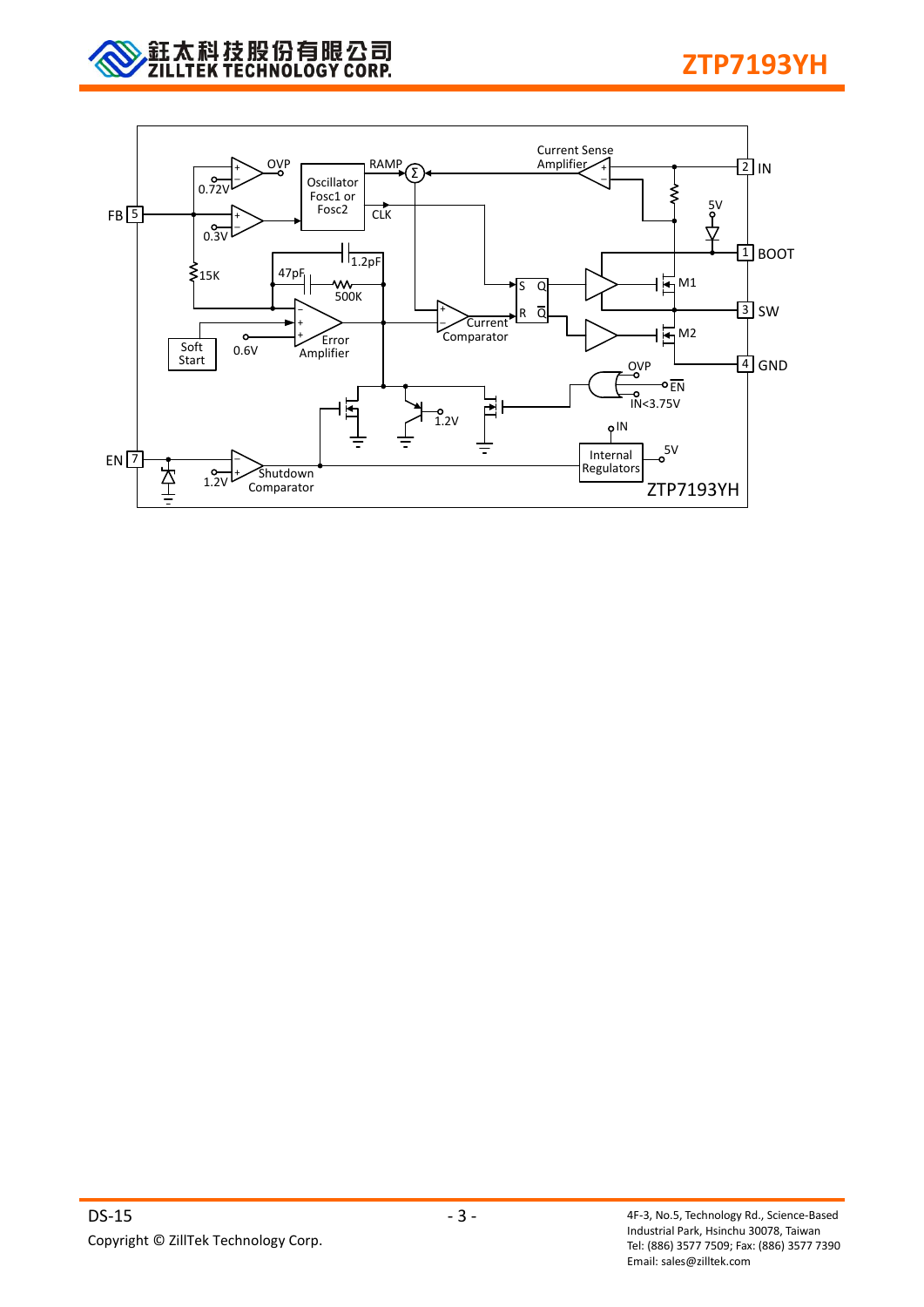FB 5, OVP, 0.72V, 0.3V, Oscillator Fosc1 or Fosc2, RAMP, CLK, Σ, Current Sense Amplifier, 2 IN, 5V, 1 BOOT, M1, 3 SW, M2, 4 GND, 15K, 47pF, 1.2pF, 500K, Soft Start, 0.6V, Error Amplifier, S Q R Q̄, Current Comparator, OVP, EN, IN<3.75V, 1.2V, IN, Internal Regulators, 5V, EN 7, 1.2V, Shutdown Comparator, ZTP7193YH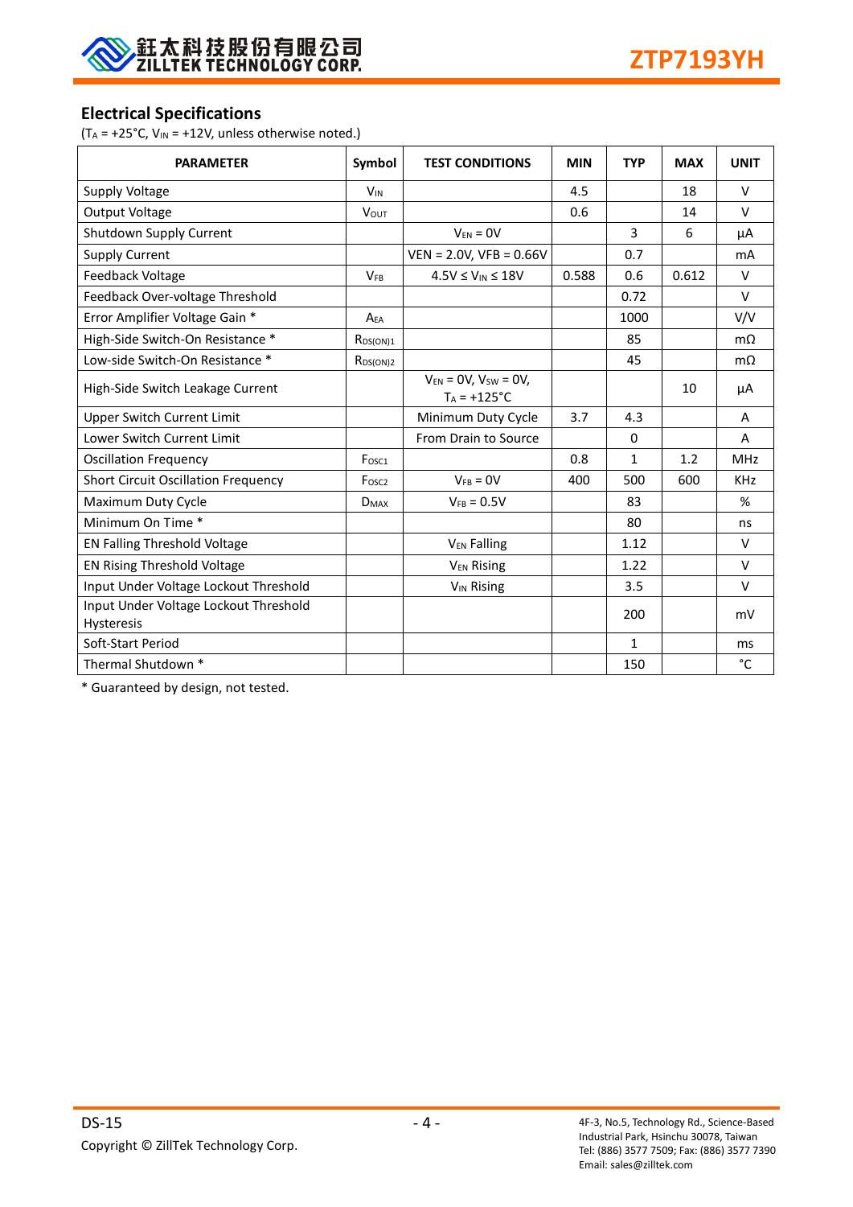## Electrical Specifications

($T_A$ = +25°C, $V_{IN}$ = +12V, unless otherwise noted.)

| PARAMETER | Symbol | TEST CONDITIONS | MIN | TYP | MAX | UNIT |
|---|---|---|---|---|---|---|
| Supply Voltage | $V_{IN}$ | | 4.5 | | 18 | V |
| Output Voltage | $V_{OUT}$ | | 0.6 | | 14 | V |
| Shutdown Supply Current | | $V_{EN}$ = 0V | | 3 | 6 | µA |
| Supply Current | | VEN = 2.0V, VFB = 0.66V | | 0.7 | | mA |
| Feedback Voltage | $V_{FB}$ | 4.5V ≤ $V_{IN}$ ≤ 18V | 0.588 | 0.6 | 0.612 | V |
| Feedback Over-voltage Threshold | | | | 0.72 | | V |
| Error Amplifier Voltage Gain * | $A_{EA}$ | | | 1000 | | V/V |
| High-Side Switch-On Resistance * | $R_{DS(ON)1}$ | | | 85 | | mΩ |
| Low-side Switch-On Resistance * | $R_{DS(ON)2}$ | | | 45 | | mΩ |
| High-Side Switch Leakage Current | | $V_{EN}$ = 0V, $V_{SW}$ = 0V, $T_A$ = +125°C | | | 10 | µA |
| Upper Switch Current Limit | | Minimum Duty Cycle | 3.7 | 4.3 | | A |
| Lower Switch Current Limit | | From Drain to Source | | 0 | | A |
| Oscillation Frequency | $F_{OSC1}$ | | 0.8 | 1 | 1.2 | MHz |
| Short Circuit Oscillation Frequency | $F_{OSC2}$ | $V_{FB}$ = 0V | 400 | 500 | 600 | KHz |
| Maximum Duty Cycle | $D_{MAX}$ | $V_{FB}$ = 0.5V | | 83 | | % |
| Minimum On Time * | | | | 80 | | ns |
| EN Falling Threshold Voltage | | $V_{EN}$ Falling | | 1.12 | | V |
| EN Rising Threshold Voltage | | $V_{EN}$ Rising | | 1.22 | | V |
| Input Under Voltage Lockout Threshold | | $V_{IN}$ Rising | | 3.5 | | V |
| Input Under Voltage Lockout Threshold Hysteresis | | | | 200 | | mV |
| Soft-Start Period | | | | 1 | | ms |
| Thermal Shutdown * | | | | 150 | | °C |

* Guaranteed by design, not tested.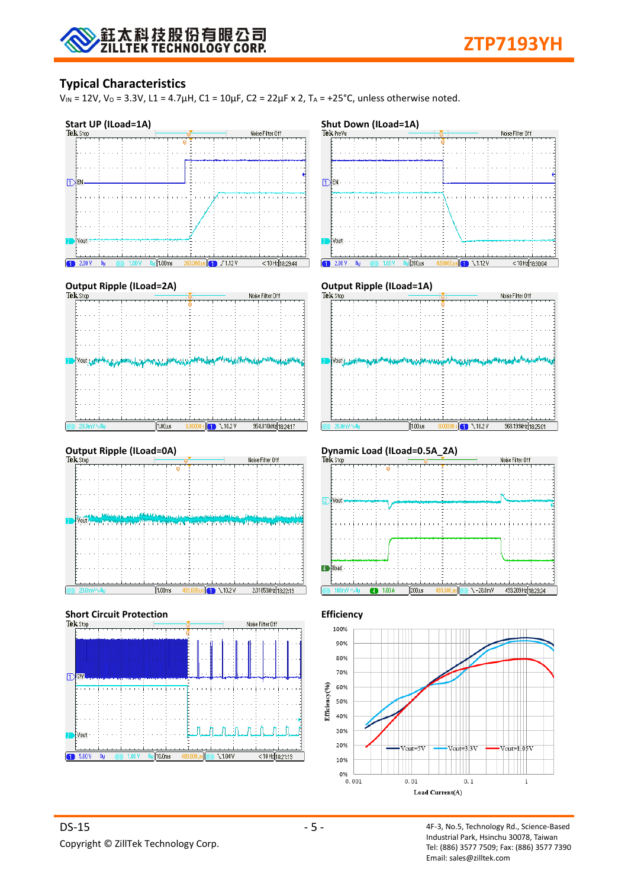## Typical Characteristics

$V_{IN}$ = 12V, $V_O$ = 3.3V, L1 = 4.7μH, C1 = 10μF, C2 = 22μF x 2, $T_A$ = +25°C, unless otherwise noted.

**Start UP (ILoad=1A)**

**Shut Down (ILoad=1A)**

**Output Ripple (ILoad=2A)**

**Output Ripple (ILoad=1A)**

**Output Ripple (ILoad=0A)**

**Dynamic Load (ILoad=0.5A_2A)**

**Short Circuit Protection**

**Efficiency**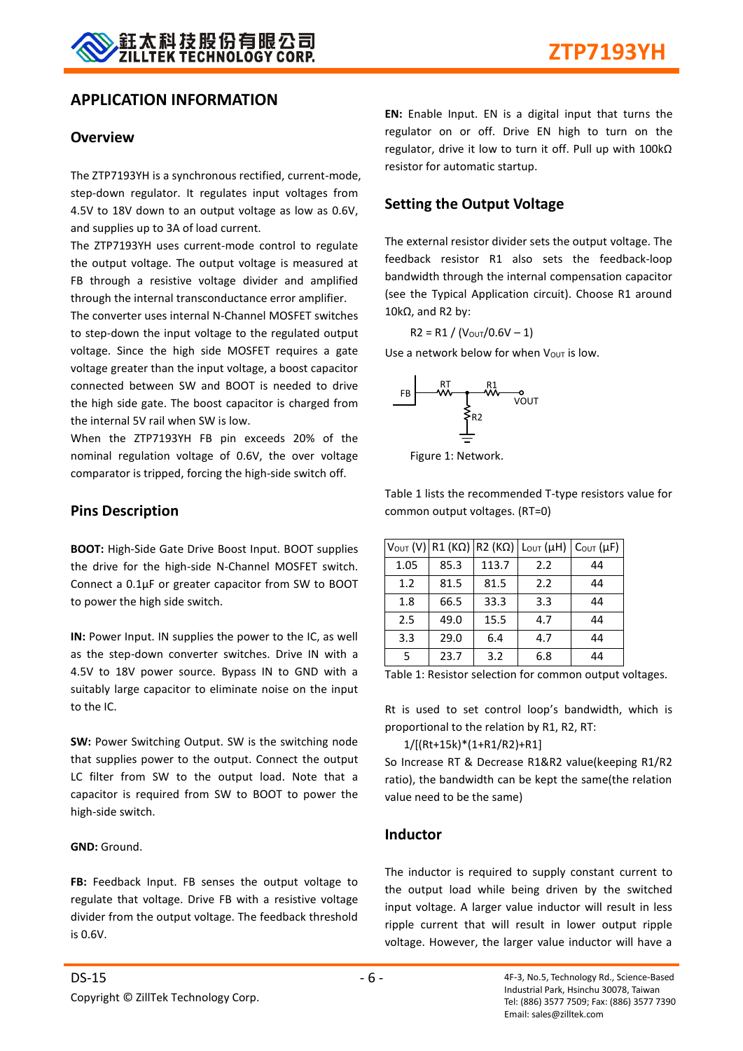## APPLICATION INFORMATION

### Overview

The ZTP7193YH is a synchronous rectified, current-mode, step-down regulator. It regulates input voltages from 4.5V to 18V down to an output voltage as low as 0.6V, and supplies up to 3A of load current.

The ZTP7193YH uses current-mode control to regulate the output voltage. The output voltage is measured at FB through a resistive voltage divider and amplified through the internal transconductance error amplifier.

The converter uses internal N-Channel MOSFET switches to step-down the input voltage to the regulated output voltage. Since the high side MOSFET requires a gate voltage greater than the input voltage, a boost capacitor connected between SW and BOOT is needed to drive the high side gate. The boost capacitor is charged from the internal 5V rail when SW is low.

When the ZTP7193YH FB pin exceeds 20% of the nominal regulation voltage of 0.6V, the over voltage comparator is tripped, forcing the high-side switch off.

### Pins Description

**BOOT:** High-Side Gate Drive Boost Input. BOOT supplies the drive for the high-side N-Channel MOSFET switch. Connect a 0.1μF or greater capacitor from SW to BOOT to power the high side switch.

**IN:** Power Input. IN supplies the power to the IC, as well as the step-down converter switches. Drive IN with a 4.5V to 18V power source. Bypass IN to GND with a suitably large capacitor to eliminate noise on the input to the IC.

**SW:** Power Switching Output. SW is the switching node that supplies power to the output. Connect the output LC filter from SW to the output load. Note that a capacitor is required from SW to BOOT to power the high-side switch.

**GND:** Ground.

**FB:** Feedback Input. FB senses the output voltage to regulate that voltage. Drive FB with a resistive voltage divider from the output voltage. The feedback threshold is 0.6V.

**EN:** Enable Input. EN is a digital input that turns the regulator on or off. Drive EN high to turn on the regulator, drive it low to turn it off. Pull up with 100kΩ resistor for automatic startup.

### Setting the Output Voltage

The external resistor divider sets the output voltage. The feedback resistor R1 also sets the feedback-loop bandwidth through the internal compensation capacitor (see the Typical Application circuit). Choose R1 around 10kΩ, and R2 by:

$$R2 = R1 / (V_{OUT}/0.6V - 1)$$

Use a network below for when $V_{OUT}$ is low.

FB RT R1 VOUT R2

Figure 1: Network.

Table 1 lists the recommended T-type resistors value for common output voltages. (RT=0)

| $V_{OUT}$ (V) | R1 (KΩ) | R2 (KΩ) | $L_{OUT}$ (μH) | $C_{OUT}$ (μF) |
|---|---|---|---|---|
| 1.05 | 85.3 | 113.7 | 2.2 | 44 |
| 1.2 | 81.5 | 81.5 | 2.2 | 44 |
| 1.8 | 66.5 | 33.3 | 3.3 | 44 |
| 2.5 | 49.0 | 15.5 | 4.7 | 44 |
| 3.3 | 29.0 | 6.4 | 4.7 | 44 |
| 5 | 23.7 | 3.2 | 6.8 | 44 |

Table 1: Resistor selection for common output voltages.

Rt is used to set control loop's bandwidth, which is proportional to the relation by R1, R2, RT:

$$1/[(Rt+15k)*(1+R1/R2)+R1]$$

So Increase RT & Decrease R1&R2 value(keeping R1/R2 ratio), the bandwidth can be kept the same(the relation value need to be the same)

### Inductor

The inductor is required to supply constant current to the output load while being driven by the switched input voltage. A larger value inductor will result in less ripple current that will result in lower output ripple voltage. However, the larger value inductor will have a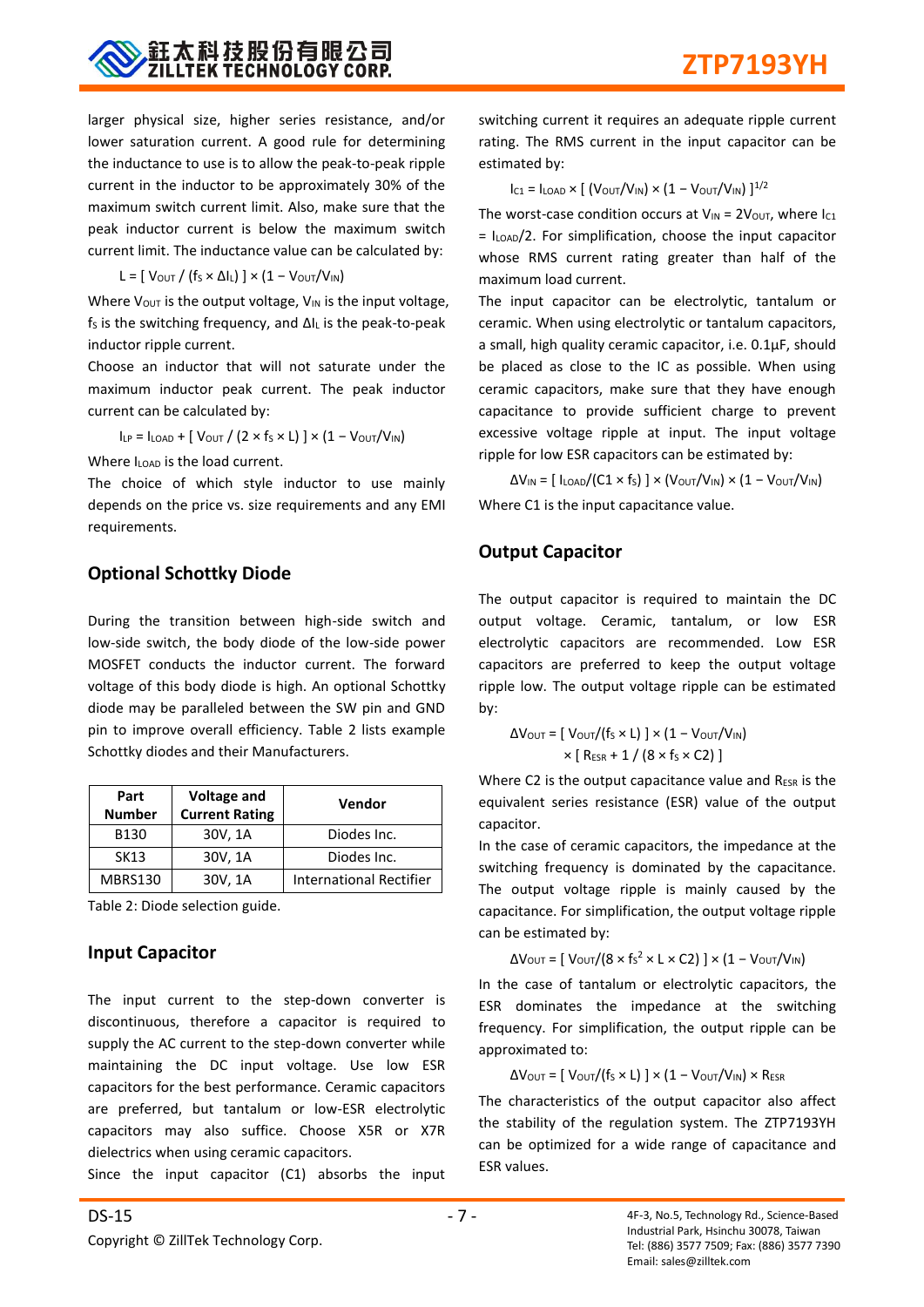larger physical size, higher series resistance, and/or lower saturation current. A good rule for determining the inductance to use is to allow the peak-to-peak ripple current in the inductor to be approximately 30% of the maximum switch current limit. Also, make sure that the peak inductor current is below the maximum switch current limit. The inductance value can be calculated by:

$$L = [\, V_{OUT} / (f_S \times \Delta I_L) \,] \times (1 - V_{OUT}/V_{IN})$$

Where $V_{OUT}$ is the output voltage, $V_{IN}$ is the input voltage, $f_S$ is the switching frequency, and $\Delta I_L$ is the peak-to-peak inductor ripple current.

Choose an inductor that will not saturate under the maximum inductor peak current. The peak inductor current can be calculated by:

$$I_{LP} = I_{LOAD} + [\, V_{OUT} / (2 \times f_S \times L) \,] \times (1 - V_{OUT}/V_{IN})$$

Where $I_{LOAD}$ is the load current.

The choice of which style inductor to use mainly depends on the price vs. size requirements and any EMI requirements.

## Optional Schottky Diode

During the transition between high-side switch and low-side switch, the body diode of the low-side power MOSFET conducts the inductor current. The forward voltage of this body diode is high. An optional Schottky diode may be paralleled between the SW pin and GND pin to improve overall efficiency. Table 2 lists example Schottky diodes and their Manufacturers.

| Part Number | Voltage and Current Rating | Vendor |
|---|---|---|
| B130 | 30V, 1A | Diodes Inc. |
| SK13 | 30V, 1A | Diodes Inc. |
| MBRS130 | 30V, 1A | International Rectifier |

Table 2: Diode selection guide.

## Input Capacitor

The input current to the step-down converter is discontinuous, therefore a capacitor is required to supply the AC current to the step-down converter while maintaining the DC input voltage. Use low ESR capacitors for the best performance. Ceramic capacitors are preferred, but tantalum or low-ESR electrolytic capacitors may also suffice. Choose X5R or X7R dielectrics when using ceramic capacitors.

Since the input capacitor (C1) absorbs the input switching current it requires an adequate ripple current rating. The RMS current in the input capacitor can be estimated by:

$$I_{C1} = I_{LOAD} \times [\, (V_{OUT}/V_{IN}) \times (1 - V_{OUT}/V_{IN}) \,]^{1/2}$$

The worst-case condition occurs at $V_{IN} = 2V_{OUT}$, where $I_{C1} = I_{LOAD}/2$. For simplification, choose the input capacitor whose RMS current rating greater than half of the maximum load current.

The input capacitor can be electrolytic, tantalum or ceramic. When using electrolytic or tantalum capacitors, a small, high quality ceramic capacitor, i.e. 0.1μF, should be placed as close to the IC as possible. When using ceramic capacitors, make sure that they have enough capacitance to provide sufficient charge to prevent excessive voltage ripple at input. The input voltage ripple for low ESR capacitors can be estimated by:

$$\Delta V_{IN} = [\, I_{LOAD}/(C1 \times f_S) \,] \times (V_{OUT}/V_{IN}) \times (1 - V_{OUT}/V_{IN})$$

Where C1 is the input capacitance value.

## Output Capacitor

The output capacitor is required to maintain the DC output voltage. Ceramic, tantalum, or low ESR electrolytic capacitors are recommended. Low ESR capacitors are preferred to keep the output voltage ripple low. The output voltage ripple can be estimated by:

$$\Delta V_{OUT} = [\, V_{OUT}/(f_S \times L) \,] \times (1 - V_{OUT}/V_{IN}) \times [\, R_{ESR} + 1 / (8 \times f_S \times C2) \,]$$

Where C2 is the output capacitance value and $R_{ESR}$ is the equivalent series resistance (ESR) value of the output capacitor.

In the case of ceramic capacitors, the impedance at the switching frequency is dominated by the capacitance. The output voltage ripple is mainly caused by the capacitance. For simplification, the output voltage ripple can be estimated by:

$$\Delta V_{OUT} = [\, V_{OUT}/(8 \times f_S^2 \times L \times C2) \,] \times (1 - V_{OUT}/V_{IN})$$

In the case of tantalum or electrolytic capacitors, the ESR dominates the impedance at the switching frequency. For simplification, the output ripple can be approximated to:

$$\Delta V_{OUT} = [\, V_{OUT}/(f_S \times L) \,] \times (1 - V_{OUT}/V_{IN}) \times R_{ESR}$$

The characteristics of the output capacitor also affect the stability of the regulation system. The ZTP7193YH can be optimized for a wide range of capacitance and ESR values.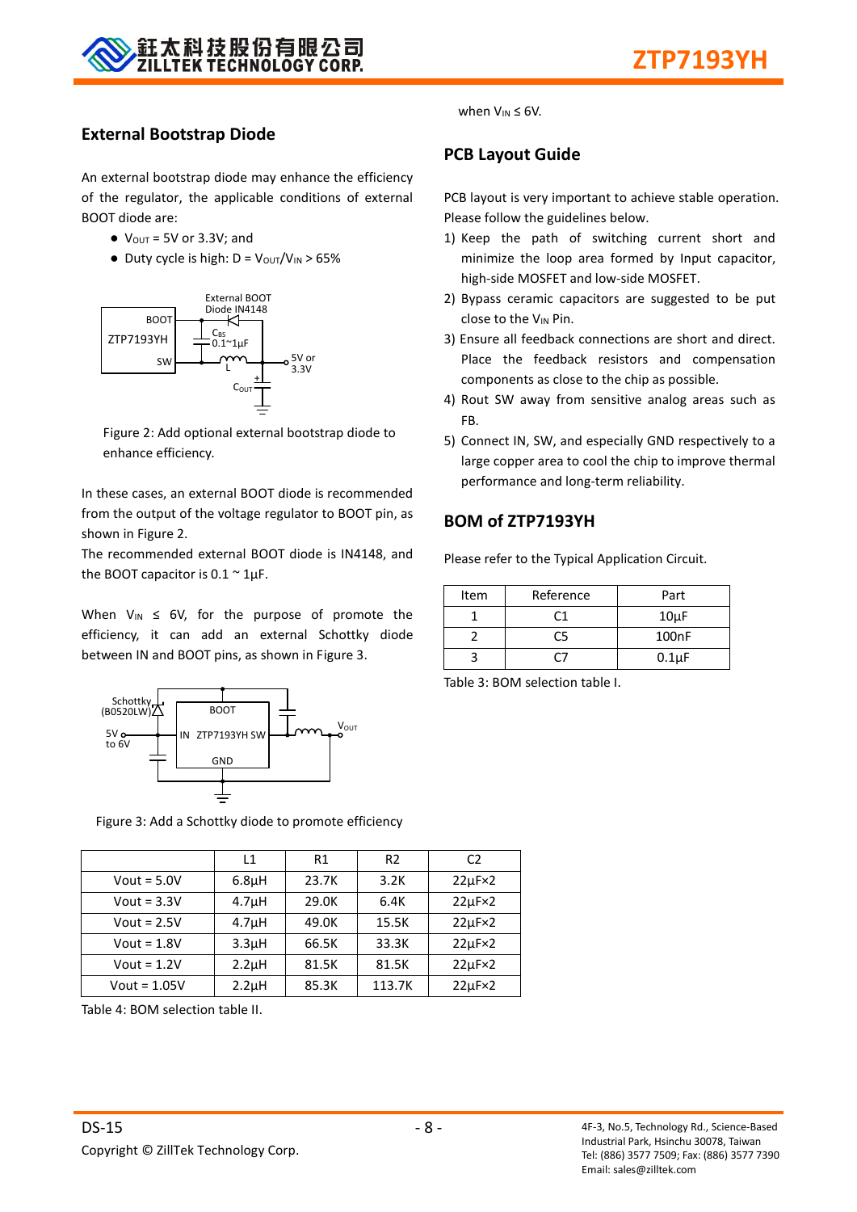## External Bootstrap Diode

An external bootstrap diode may enhance the efficiency of the regulator, the applicable conditions of external BOOT diode are:

- $V_{OUT}$ = 5V or 3.3V; and
- Duty cycle is high: D = $V_{OUT}/V_{IN}$ > 65%

Figure 2: Add optional external bootstrap diode to enhance efficiency.

In these cases, an external BOOT diode is recommended from the output of the voltage regulator to BOOT pin, as shown in Figure 2.

The recommended external BOOT diode is IN4148, and the BOOT capacitor is 0.1 ~ 1µF.

When $V_{IN}$ ≤ 6V, for the purpose of promote the efficiency, it can add an external Schottky diode between IN and BOOT pins, as shown in Figure 3.

Figure 3: Add a Schottky diode to promote efficiency

| | L1 | R1 | R2 | C2 |
|---|---|---|---|---|
| Vout = 5.0V | 6.8µH | 23.7K | 3.2K | 22µF×2 |
| Vout = 3.3V | 4.7µH | 29.0K | 6.4K | 22µF×2 |
| Vout = 2.5V | 4.7µH | 49.0K | 15.5K | 22µF×2 |
| Vout = 1.8V | 3.3µH | 66.5K | 33.3K | 22µF×2 |
| Vout = 1.2V | 2.2µH | 81.5K | 81.5K | 22µF×2 |
| Vout = 1.05V | 2.2µH | 85.3K | 113.7K | 22µF×2 |

Table 4: BOM selection table II.

when $V_{IN}$ ≤ 6V.

## PCB Layout Guide

PCB layout is very important to achieve stable operation. Please follow the guidelines below.

1) Keep the path of switching current short and minimize the loop area formed by Input capacitor, high-side MOSFET and low-side MOSFET.
2) Bypass ceramic capacitors are suggested to be put close to the $V_{IN}$ Pin.
3) Ensure all feedback connections are short and direct. Place the feedback resistors and compensation components as close to the chip as possible.
4) Rout SW away from sensitive analog areas such as FB.
5) Connect IN, SW, and especially GND respectively to a large copper area to cool the chip to improve thermal performance and long-term reliability.

## BOM of ZTP7193YH

Please refer to the Typical Application Circuit.

| Item | Reference | Part |
|---|---|---|
| 1 | C1 | 10µF |
| 2 | C5 | 100nF |
| 3 | C7 | 0.1µF |

Table 3: BOM selection table I.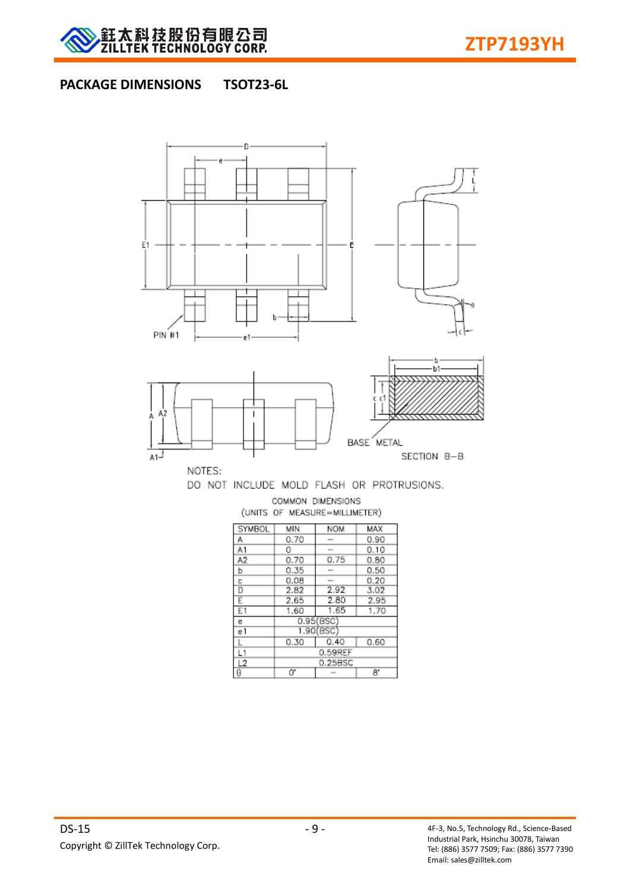## PACKAGE DIMENSIONS TSOT23-6L

D

e

E1

E

PIN #1

e1

b

L

θ

c

A

A2

A1

b

b1

c c1

BASE METAL

SECTION B–B

NOTES:

DO NOT INCLUDE MOLD FLASH OR PROTRUSIONS.

COMMON DIMENSIONS
(UNITS OF MEASURE=MILLIMETER)

| SYMBOL | MIN | NOM | MAX |
|---|---|---|---|
| A | 0.70 | – | 0.90 |
| A1 | 0 | – | 0.10 |
| A2 | 0.70 | 0.75 | 0.80 |
| b | 0.35 | – | 0.50 |
| c | 0.08 | – | 0.20 |
| D | 2.82 | 2.92 | 3.02 |
| E | 2.65 | 2.80 | 2.95 |
| E1 | 1.60 | 1.65 | 1.70 |
| e | 0.95(BSC) | | |
| e1 | 1.90(BSC) | | |
| L | 0.30 | 0.40 | 0.60 |
| L1 | 0.59REF | | |
| L2 | 0.25BSC | | |
| θ | 0° | – | 8° |

DS-15
Copyright © ZillTek Technology Corp.

4F-3, No.5, Technology Rd., Science-Based Industrial Park, Hsinchu 30078, Taiwan
Tel: (886) 3577 7509; Fax: (886) 3577 7390
Email: sales@zilltek.com